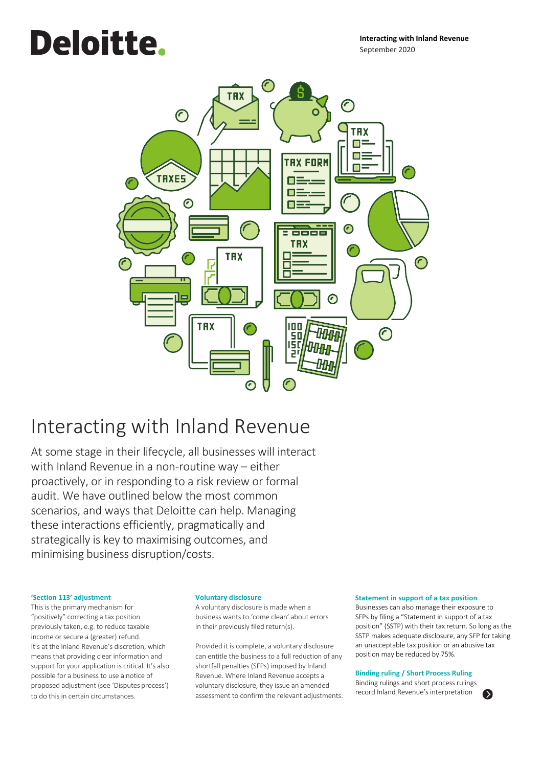**Interacting with Inland Revenue**
September 2020

# Interacting with Inland Revenue

At some stage in their lifecycle, all businesses will interact with Inland Revenue in a non-routine way – either proactively, or in responding to a risk review or formal audit. We have outlined below the most common scenarios, and ways that Deloitte can help. Managing these interactions efficiently, pragmatically and strategically is key to maximising outcomes, and minimising business disruption/costs.

### 'Section 113' adjustment

This is the primary mechanism for "positively" correcting a tax position previously taken, e.g. to reduce taxable income or secure a (greater) refund. It's at the Inland Revenue's discretion, which means that providing clear information and support for your application is critical. It's also possible for a business to use a notice of proposed adjustment (see 'Disputes process') to do this in certain circumstances.

### Voluntary disclosure

A voluntary disclosure is made when a business wants to 'come clean' about errors in their previously filed return(s).

Provided it is complete, a voluntary disclosure can entitle the business to a full reduction of any shortfall penalties (SFPs) imposed by Inland Revenue. Where Inland Revenue accepts a voluntary disclosure, they issue an amended assessment to confirm the relevant adjustments.

### Statement in support of a tax position

Businesses can also manage their exposure to SFPs by filing a "Statement in support of a tax position" (SSTP) with their tax return. So long as the SSTP makes adequate disclosure, any SFP for taking an unacceptable tax position or an abusive tax position may be reduced by 75%.

### Binding ruling / Short Process Ruling

Binding rulings and short process rulings record Inland Revenue's interpretation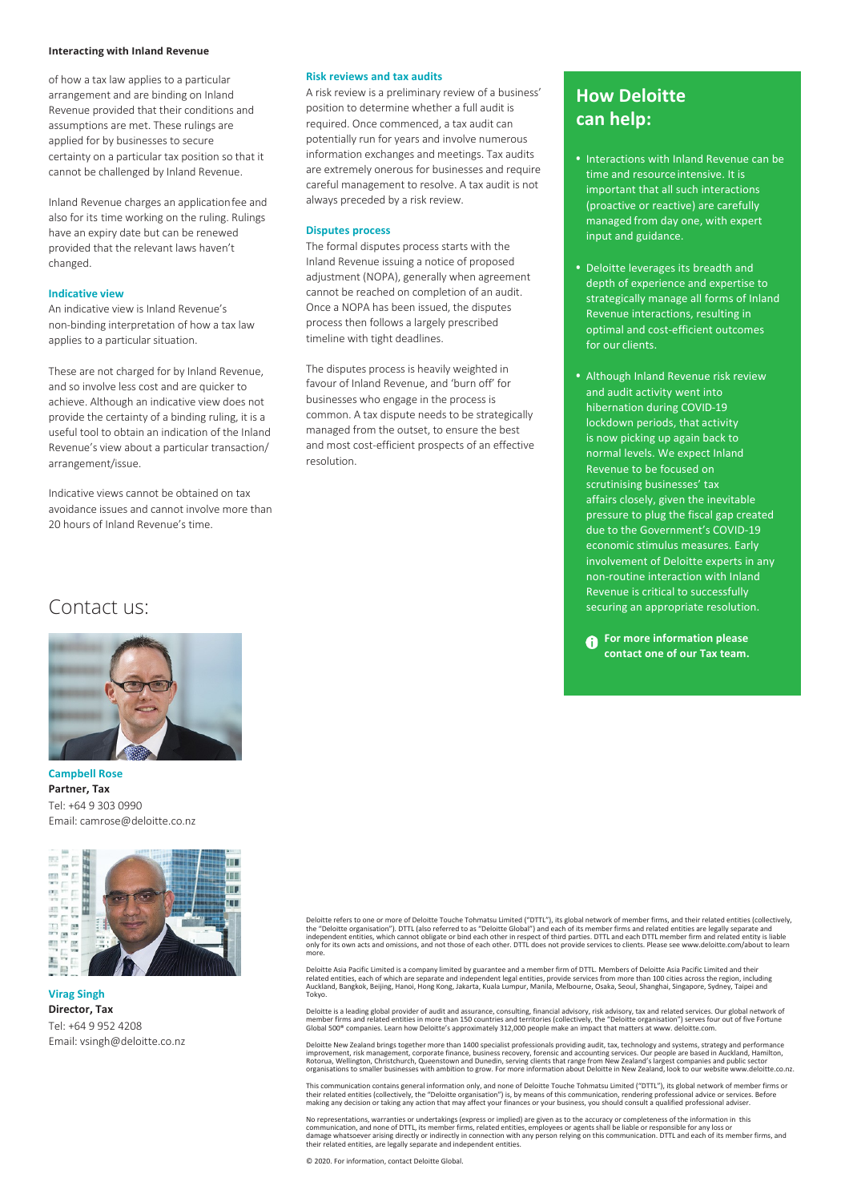of how a tax law applies to a particular arrangement and are binding on Inland Revenue provided that their conditions and assumptions are met. These rulings are applied for by businesses to secure certainty on a particular tax position so that it cannot be challenged by Inland Revenue.

Inland Revenue charges an application fee and also for its time working on the ruling. Rulings have an expiry date but can be renewed provided that the relevant laws haven't changed.

### Indicative view

An indicative view is Inland Revenue's non-binding interpretation of how a tax law applies to a particular situation.

These are not charged for by Inland Revenue, and so involve less cost and are quicker to achieve. Although an indicative view does not provide the certainty of a binding ruling, it is a useful tool to obtain an indication of the Inland Revenue's view about a particular transaction/arrangement/issue.

Indicative views cannot be obtained on tax avoidance issues and cannot involve more than 20 hours of Inland Revenue's time.

### Risk reviews and tax audits

A risk review is a preliminary review of a business' position to determine whether a full audit is required. Once commenced, a tax audit can potentially run for years and involve numerous information exchanges and meetings. Tax audits are extremely onerous for businesses and require careful management to resolve. A tax audit is not always preceded by a risk review.

### Disputes process

The formal disputes process starts with the Inland Revenue issuing a notice of proposed adjustment (NOPA), generally when agreement cannot be reached on completion of an audit. Once a NOPA has been issued, the disputes process then follows a largely prescribed timeline with tight deadlines.

The disputes process is heavily weighted in favour of Inland Revenue, and 'burn off' for businesses who engage in the process is common. A tax dispute needs to be strategically managed from the outset, to ensure the best and most cost-efficient prospects of an effective resolution.

## How Deloitte can help:

- Interactions with Inland Revenue can be time and resource intensive. It is important that all such interactions (proactive or reactive) are carefully managed from day one, with expert input and guidance.
- Deloitte leverages its breadth and depth of experience and expertise to strategically manage all forms of Inland Revenue interactions, resulting in optimal and cost-efficient outcomes for our clients.
- Although Inland Revenue risk review and audit activity went into hibernation during COVID-19 lockdown periods, that activity is now picking up again back to normal levels. We expect Inland Revenue to be focused on scrutinising businesses' tax affairs closely, given the inevitable pressure to plug the fiscal gap created due to the Government's COVID-19 economic stimulus measures. Early involvement of Deloitte experts in any non-routine interaction with Inland Revenue is critical to successfully securing an appropriate resolution.

**For more information please contact one of our Tax team.**

## Contact us:

**Campbell Rose**
**Partner, Tax**
Tel: +64 9 303 0990
Email: camrose@deloitte.co.nz

**Virag Singh**
**Director, Tax**
Tel: +64 9 952 4208
Email: vsingh@deloitte.co.nz

Deloitte refers to one or more of Deloitte Touche Tohmatsu Limited ("DTTL"), its global network of member firms, and their related entities (collectively, the "Deloitte organisation"). DTTL (also referred to as "Deloitte Global") and each of its member firms and related entities are legally separate and independent entities, which cannot obligate or bind each other in respect of third parties. DTTL and each DTTL member firm and related entity is liable only for its own acts and omissions, and not those of each other. DTTL does not provide services to clients. Please see www.deloitte.com/about to learn more.

Deloitte Asia Pacific Limited is a company limited by guarantee and a member firm of DTTL. Members of Deloitte Asia Pacific Limited and their related entities, each of which are separate and independent legal entities, provide services from more than 100 cities across the region, including Auckland, Bangkok, Beijing, Hanoi, Hong Kong, Jakarta, Kuala Lumpur, Manila, Melbourne, Osaka, Seoul, Shanghai, Singapore, Sydney, Taipei and Tokyo.

Deloitte is a leading global provider of audit and assurance, consulting, financial advisory, risk advisory, tax and related services. Our global network of member firms and related entities in more than 150 countries and territories (collectively, the "Deloitte organisation") serves four out of five Fortune Global 500® companies. Learn how Deloitte's approximately 312,000 people make an impact that matters at www. deloitte.com.

Deloitte New Zealand brings together more than 1400 specialist professionals providing audit, tax, technology and systems, strategy and performance improvement, risk management, corporate finance, business recovery, forensic and accounting services. Our people are based in Auckland, Hamilton, Rotorua, Wellington, Christchurch, Queenstown and Dunedin, serving clients that range from New Zealand's largest companies and public sector organisations to smaller businesses with ambition to grow. For more information about Deloitte in New Zealand, look to our website www.deloitte.co.nz.

This communication contains general information only, and none of Deloitte Touche Tohmatsu Limited ("DTTL"), its global network of member firms or their related entities (collectively, the "Deloitte organisation") is, by means of this communication, rendering professional advice or services. Before making any decision or taking any action that may affect your finances or your business, you should consult a qualified professional adviser.

No representations, warranties or undertakings (express or implied) are given as to the accuracy or completeness of the information in this communication, and none of DTTL, its member firms, related entities, employees or agents shall be liable or responsible for any loss or damage whatsoever arising directly or indirectly in connection with any person relying on this communication. DTTL and each of its member firms, and their related entities, are legally separate and independent entities.

© 2020. For information, contact Deloitte Global.